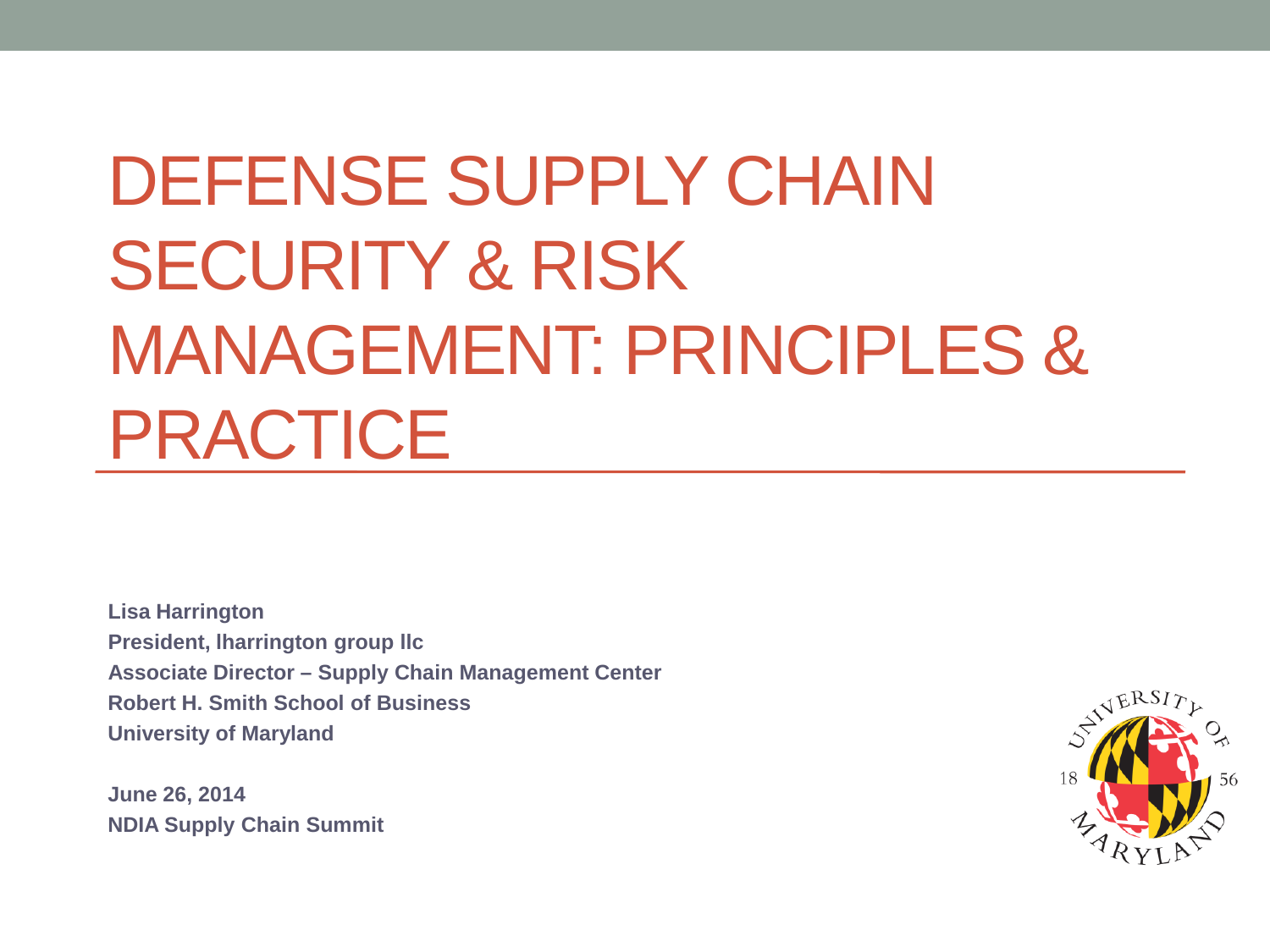# DEFENSE SUPPLY CHAIN SECURITY & RISK MANAGEMENT: PRINCIPLES & PRACTICE

**Lisa Harrington**
**President, lharrington group llc**
**Associate Director – Supply Chain Management Center**
**Robert H. Smith School of Business**
**University of Maryland**

**June 26, 2014**
**NDIA Supply Chain Summit**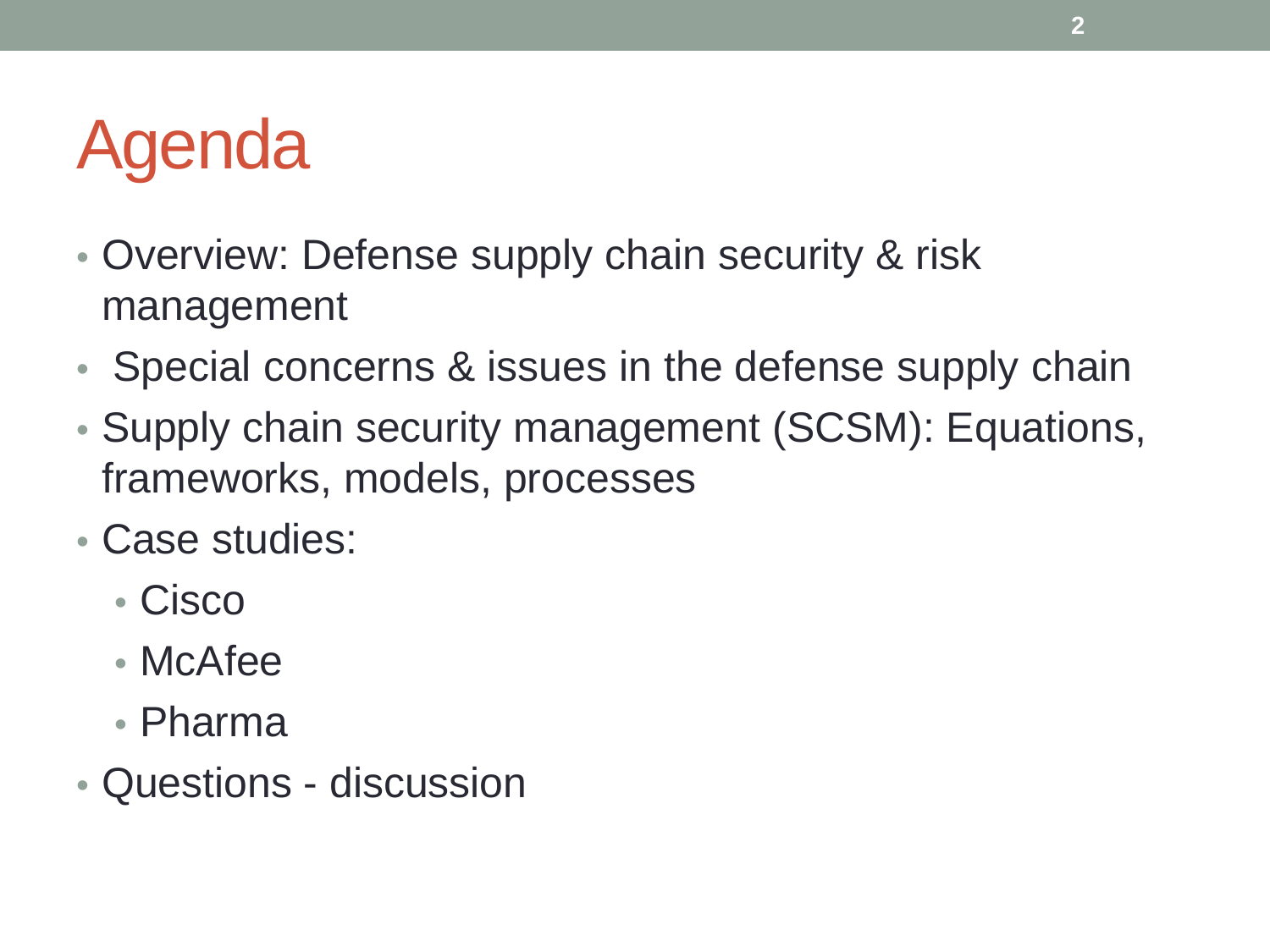# Agenda

- Overview: Defense supply chain security & risk management
- Special concerns & issues in the defense supply chain
- Supply chain security management (SCSM): Equations, frameworks, models, processes
- Case studies:
  - Cisco
  - McAfee
  - Pharma
- Questions - discussion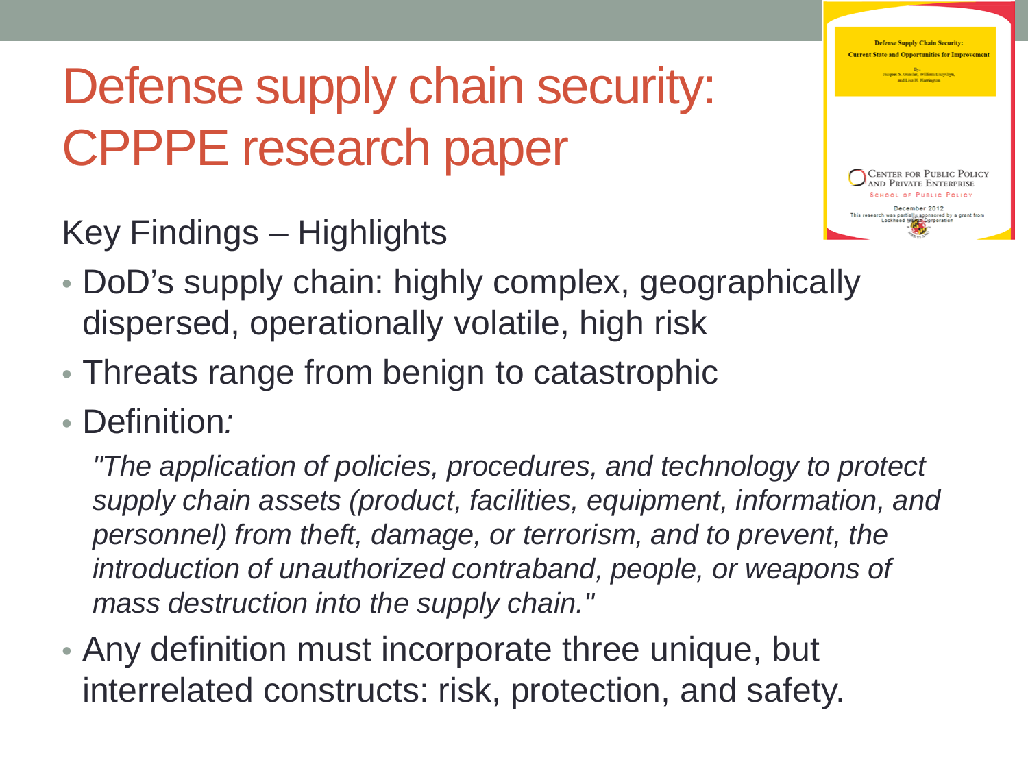# Defense supply chain security: CPPPE research paper

Key Findings – Highlights

- DoD's supply chain: highly complex, geographically dispersed, operationally volatile, high risk
- Threats range from benign to catastrophic
- Definition*:*

  *"The application of policies, procedures, and technology to protect supply chain assets (product, facilities, equipment, information, and personnel) from theft, damage, or terrorism, and to prevent, the introduction of unauthorized contraband, people, or weapons of mass destruction into the supply chain."*

- Any definition must incorporate three unique, but interrelated constructs: risk, protection, and safety.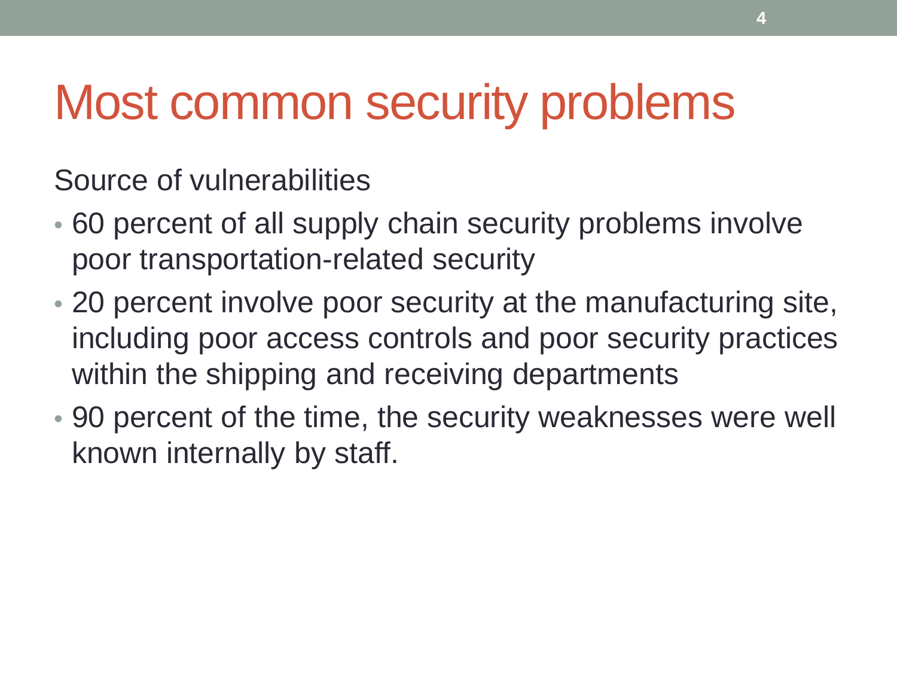# Most common security problems

Source of vulnerabilities

- 60 percent of all supply chain security problems involve poor transportation-related security
- 20 percent involve poor security at the manufacturing site, including poor access controls and poor security practices within the shipping and receiving departments
- 90 percent of the time, the security weaknesses were well known internally by staff.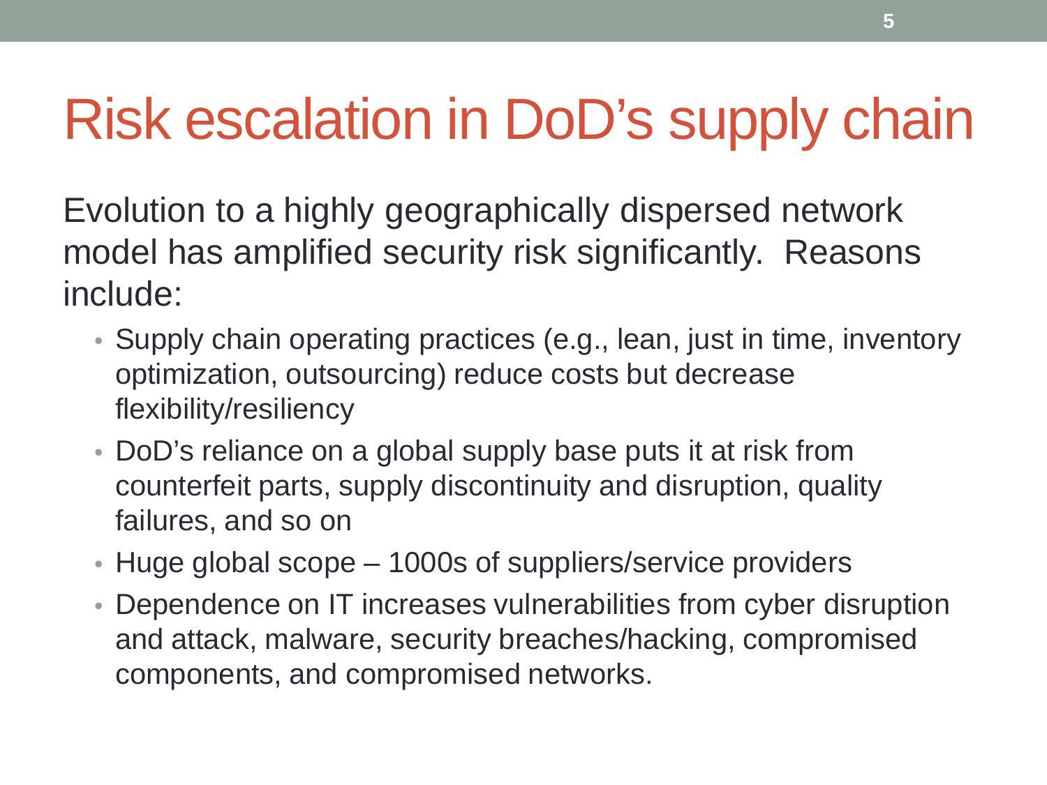# Risk escalation in DoD's supply chain

Evolution to a highly geographically dispersed network model has amplified security risk significantly. Reasons include:

- Supply chain operating practices (e.g., lean, just in time, inventory optimization, outsourcing) reduce costs but decrease flexibility/resiliency
- DoD's reliance on a global supply base puts it at risk from counterfeit parts, supply discontinuity and disruption, quality failures, and so on
- Huge global scope – 1000s of suppliers/service providers
- Dependence on IT increases vulnerabilities from cyber disruption and attack, malware, security breaches/hacking, compromised components, and compromised networks.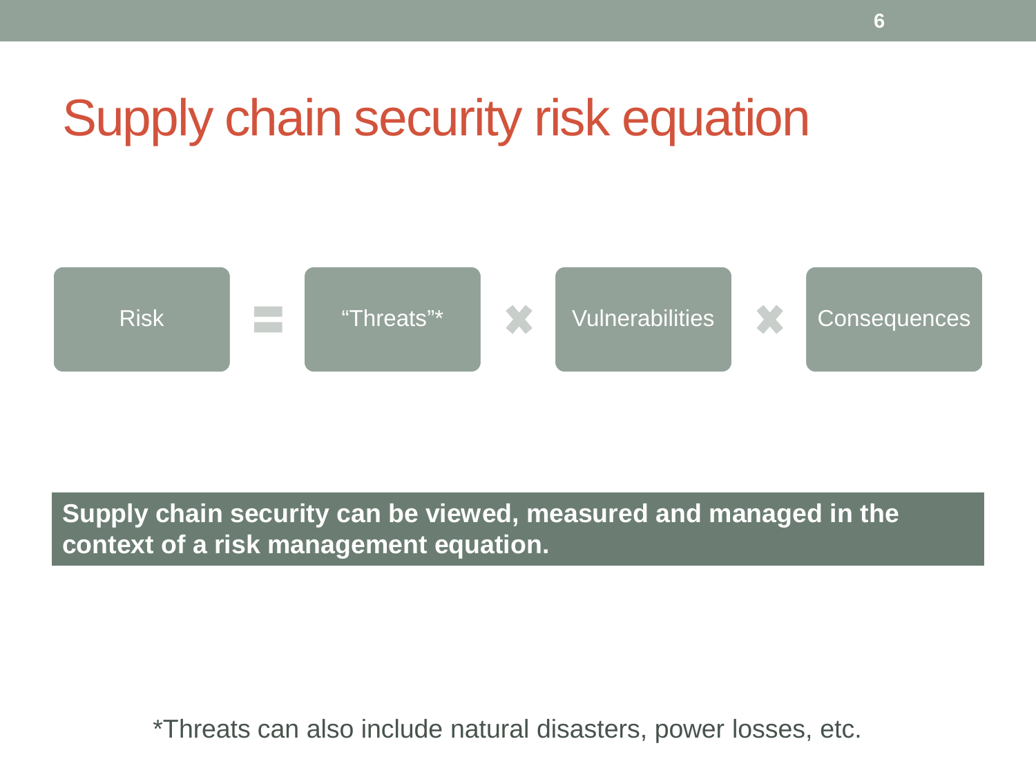# Supply chain security risk equation

Risk = "Threats"* × Vulnerabilities × Consequences

**Supply chain security can be viewed, measured and managed in the context of a risk management equation.**

*Threats can also include natural disasters, power losses, etc.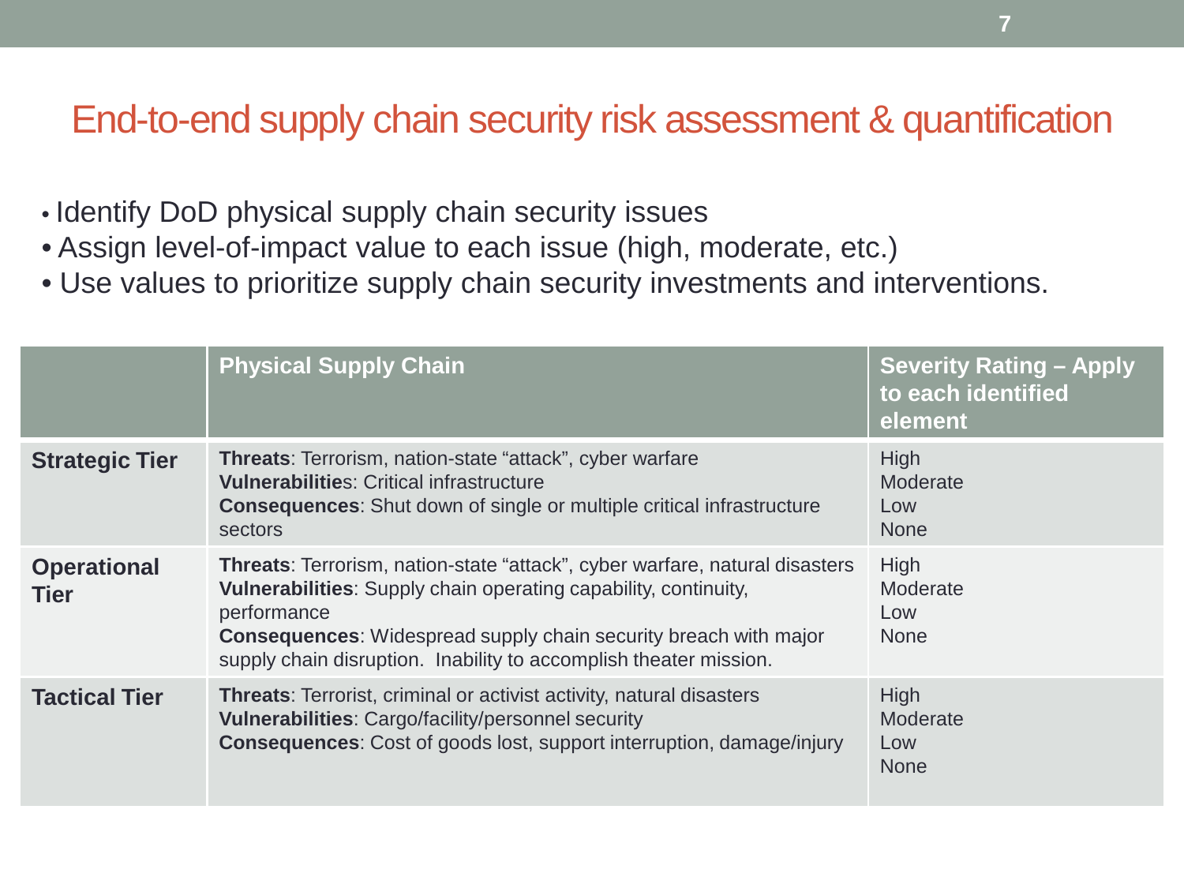# End-to-end supply chain security risk assessment & quantification

- Identify DoD physical supply chain security issues
- Assign level-of-impact value to each issue (high, moderate, etc.)
- Use values to prioritize supply chain security investments and interventions.

| | Physical Supply Chain | Severity Rating – Apply to each identified element |
|---|---|---|
| **Strategic Tier** | **Threats**: Terrorism, nation-state "attack", cyber warfare<br>**Vulnerabilities**: Critical infrastructure<br>**Consequences**: Shut down of single or multiple critical infrastructure sectors | High<br>Moderate<br>Low<br>None |
| **Operational Tier** | **Threats**: Terrorism, nation-state "attack", cyber warfare, natural disasters<br>**Vulnerabilities**: Supply chain operating capability, continuity, performance<br>**Consequences**: Widespread supply chain security breach with major supply chain disruption. Inability to accomplish theater mission. | High<br>Moderate<br>Low<br>None |
| **Tactical Tier** | **Threats**: Terrorist, criminal or activist activity, natural disasters<br>**Vulnerabilities**: Cargo/facility/personnel security<br>**Consequences**: Cost of goods lost, support interruption, damage/injury | High<br>Moderate<br>Low<br>None |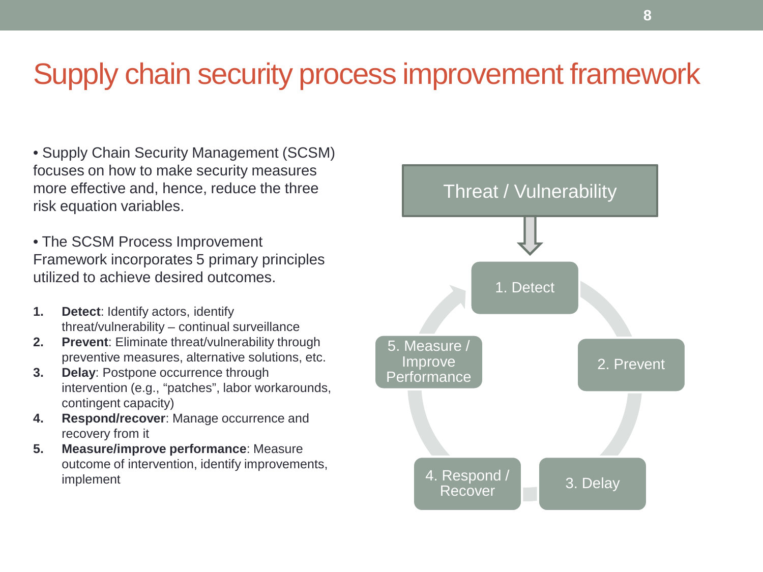# Supply chain security process improvement framework

- Supply Chain Security Management (SCSM) focuses on how to make security measures more effective and, hence, reduce the three risk equation variables.

- The SCSM Process Improvement Framework incorporates 5 primary principles utilized to achieve desired outcomes.

1. **Detect**: Identify actors, identify threat/vulnerability – continual surveillance
2. **Prevent**: Eliminate threat/vulnerability through preventive measures, alternative solutions, etc.
3. **Delay**: Postpone occurrence through intervention (e.g., "patches", labor workarounds, contingent capacity)
4. **Respond/recover**: Manage occurrence and recovery from it
5. **Measure/improve performance**: Measure outcome of intervention, identify improvements, implement

Threat / Vulnerability

1. Detect
2. Prevent
3. Delay
4. Respond / Recover
5. Measure / Improve Performance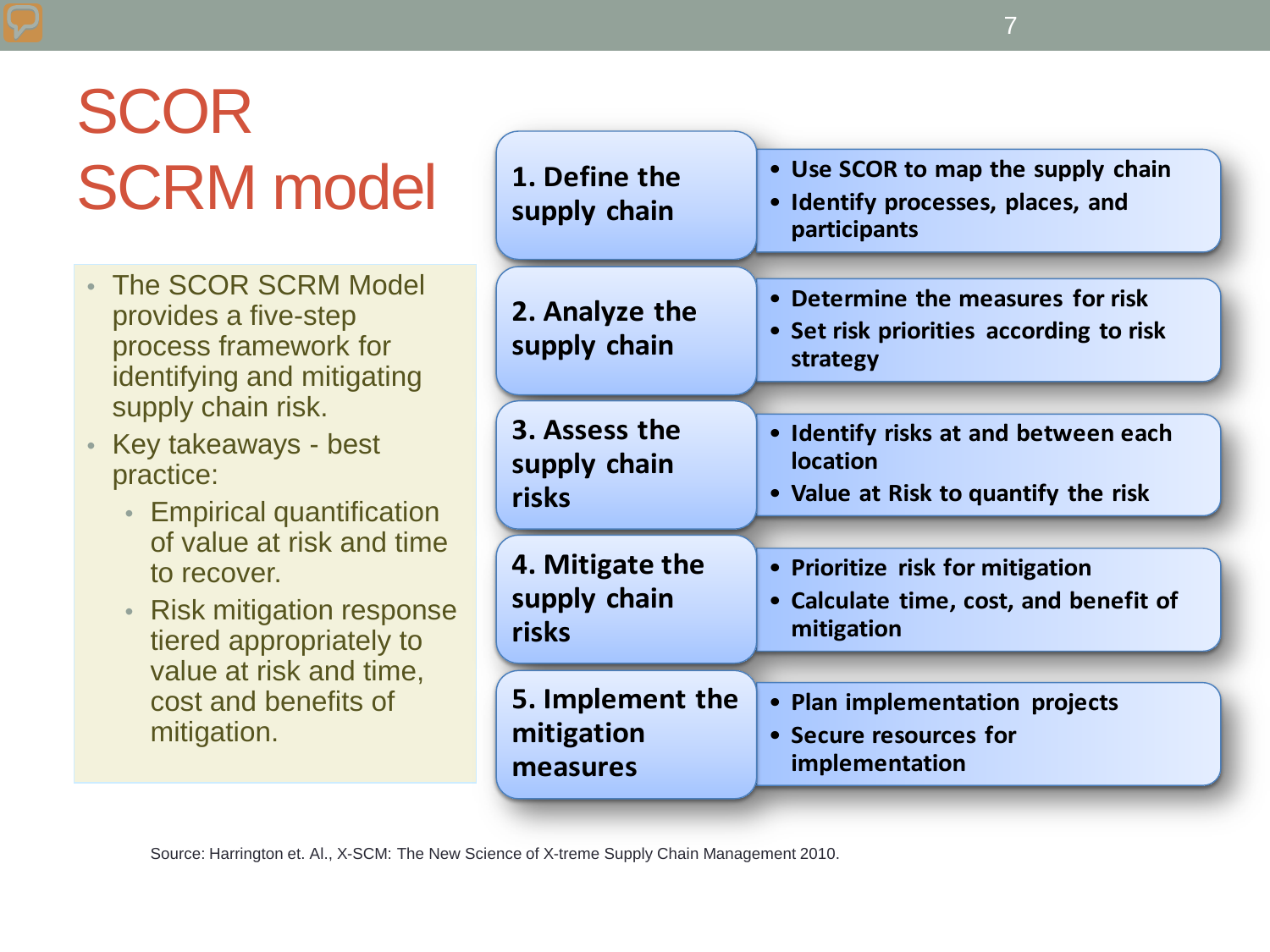# SCOR SCRM model

- The SCOR SCRM Model provides a five-step process framework for identifying and mitigating supply chain risk.
- Key takeaways - best practice:
  - Empirical quantification of value at risk and time to recover.
  - Risk mitigation response tiered appropriately to value at risk and time, cost and benefits of mitigation.

| Step | Activities |
| --- | --- |
| **1. Define the supply chain** | • Use SCOR to map the supply chain<br>• Identify processes, places, and participants |
| **2. Analyze the supply chain** | • Determine the measures for risk<br>• Set risk priorities according to risk strategy |
| **3. Assess the supply chain risks** | • Identify risks at and between each location<br>• Value at Risk to quantify the risk |
| **4. Mitigate the supply chain risks** | • Prioritize risk for mitigation<br>• Calculate time, cost, and benefit of mitigation |
| **5. Implement the mitigation measures** | • Plan implementation projects<br>• Secure resources for implementation |

Source: Harrington et. Al., X-SCM: The New Science of X-treme Supply Chain Management 2010.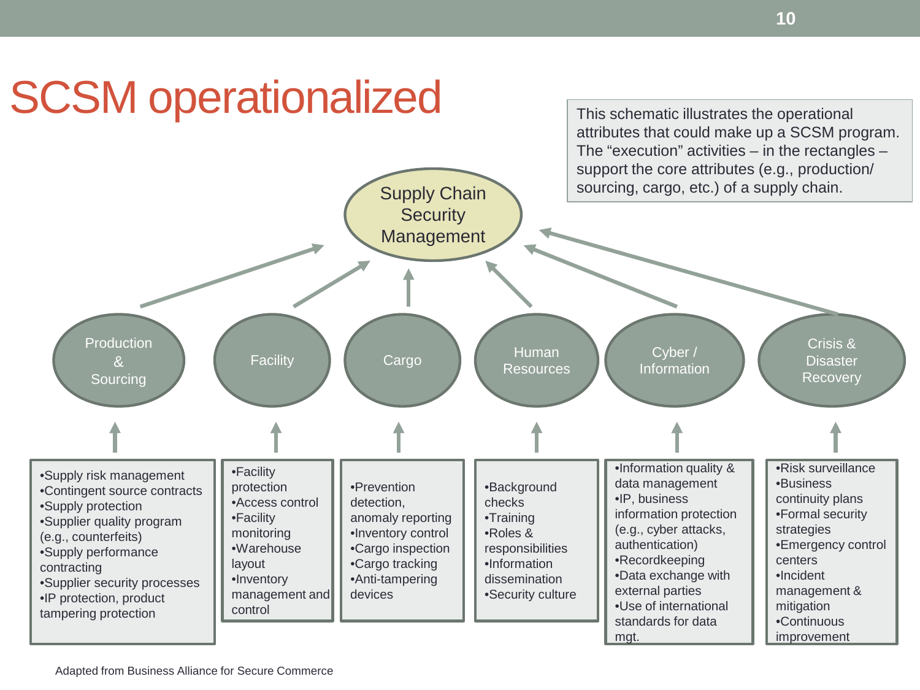# SCSM operationalized

This schematic illustrates the operational attributes that could make up a SCSM program. The "execution" activities – in the rectangles – support the core attributes (e.g., production/ sourcing, cargo, etc.) of a supply chain.

## Supply Chain Security Management

### Production & Sourcing

- Supply risk management
- Contingent source contracts
- Supply protection
- Supplier quality program (e.g., counterfeits)
- Supply performance contracting
- Supplier security processes
- IP protection, product tampering protection

### Facility

- Facility protection
- Access control
- Facility monitoring
- Warehouse layout
- Inventory management and control

### Cargo

- Prevention detection, anomaly reporting
- Inventory control
- Cargo inspection
- Cargo tracking
- Anti-tampering devices

### Human Resources

- Background checks
- Training
- Roles & responsibilities
- Information dissemination
- Security culture

### Cyber / Information

- Information quality & data management
- IP, business information protection (e.g., cyber attacks, authentication)
- Recordkeeping
- Data exchange with external parties
- Use of international standards for data mgt.

### Crisis & Disaster Recovery

- Risk surveillance
- Business continuity plans
- Formal security strategies
- Emergency control centers
- Incident management & mitigation
- Continuous improvement

Adapted from Business Alliance for Secure Commerce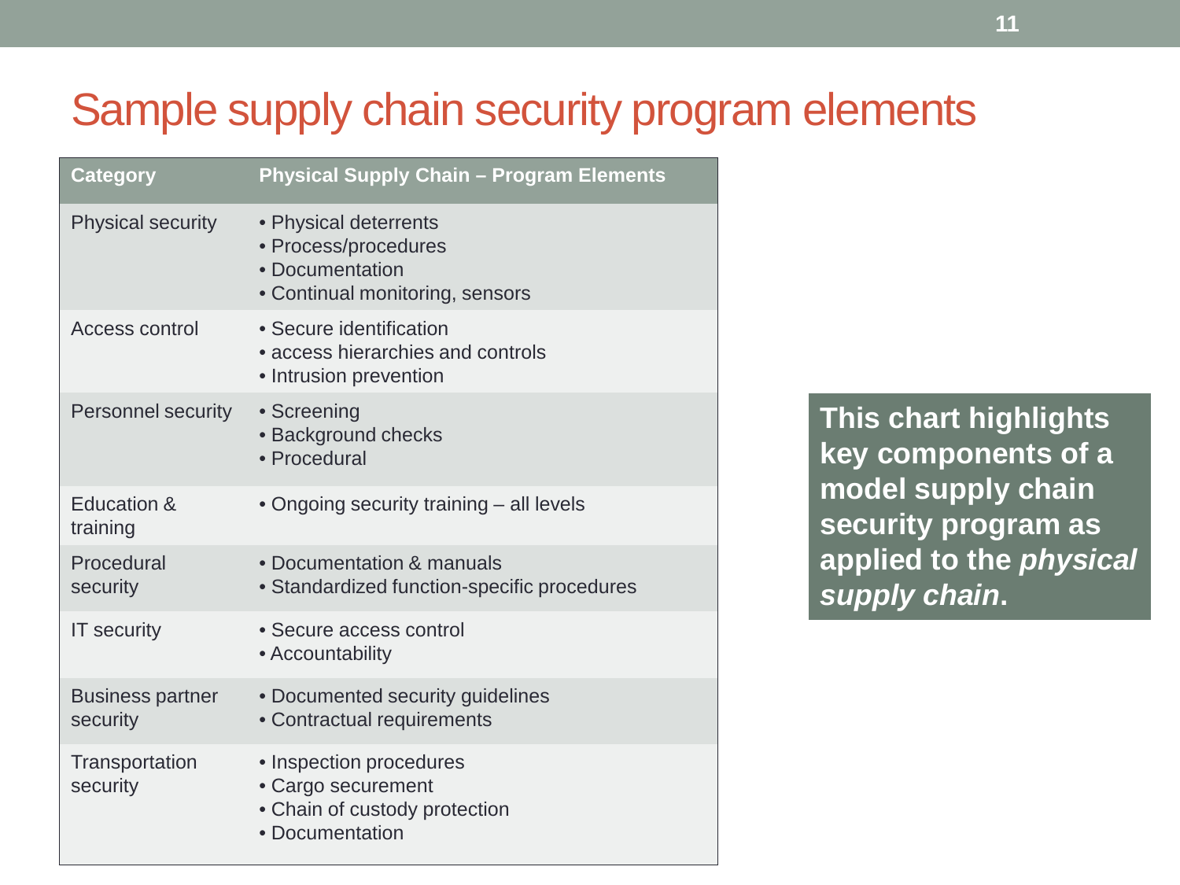# Sample supply chain security program elements

| Category | Physical Supply Chain – Program Elements |
| --- | --- |
| Physical security | • Physical deterrents<br>• Process/procedures<br>• Documentation<br>• Continual monitoring, sensors |
| Access control | • Secure identification<br>• access hierarchies and controls<br>• Intrusion prevention |
| Personnel security | • Screening<br>• Background checks<br>• Procedural |
| Education & training | • Ongoing security training – all levels |
| Procedural security | • Documentation & manuals<br>• Standardized function-specific procedures |
| IT security | • Secure access control<br>• Accountability |
| Business partner security | • Documented security guidelines<br>• Contractual requirements |
| Transportation security | • Inspection procedures<br>• Cargo securement<br>• Chain of custody protection<br>• Documentation |

**This chart highlights key components of a model supply chain security program as applied to the *physical supply chain*.**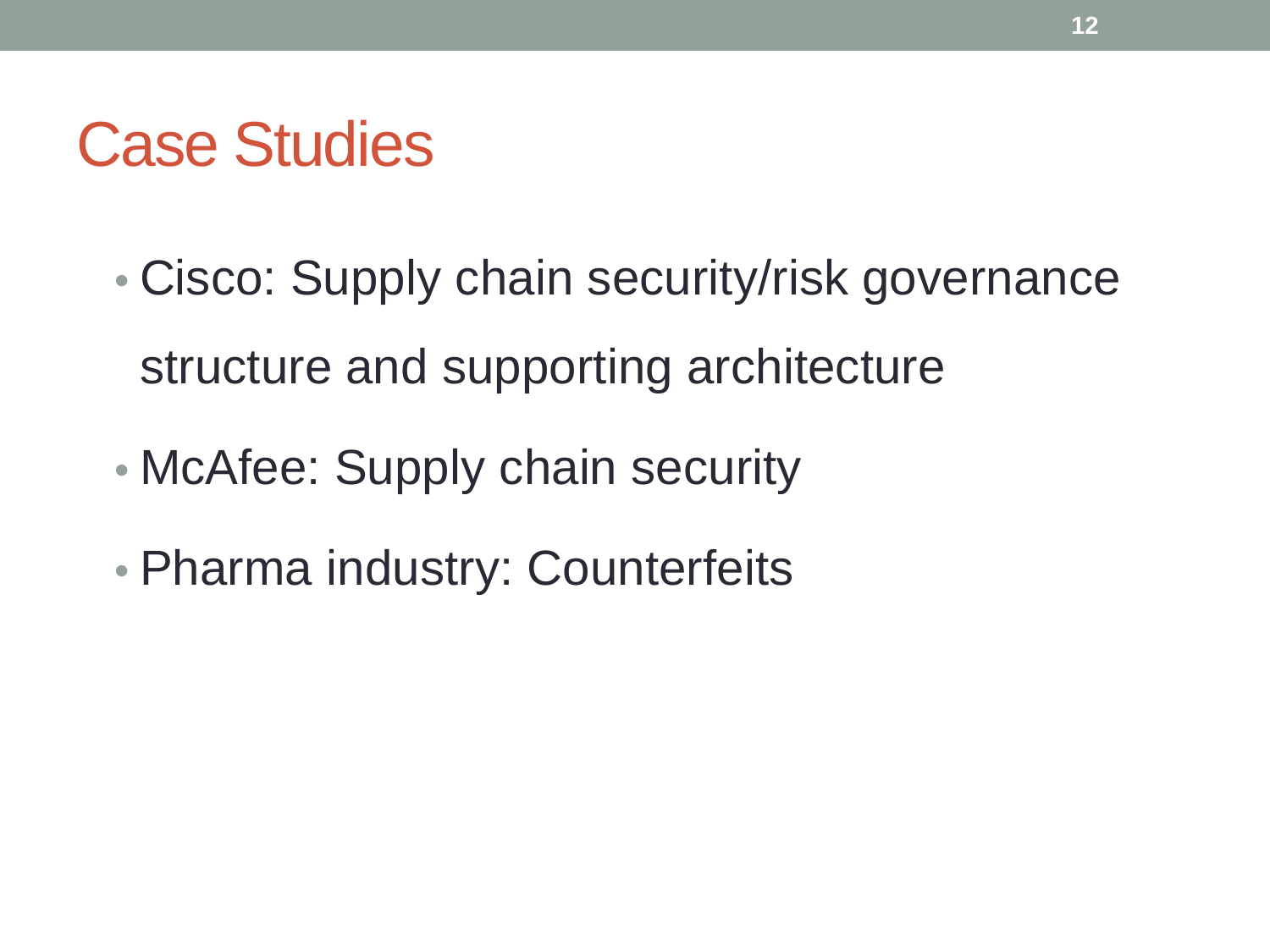# Case Studies

- Cisco: Supply chain security/risk governance structure and supporting architecture
- McAfee: Supply chain security
- Pharma industry: Counterfeits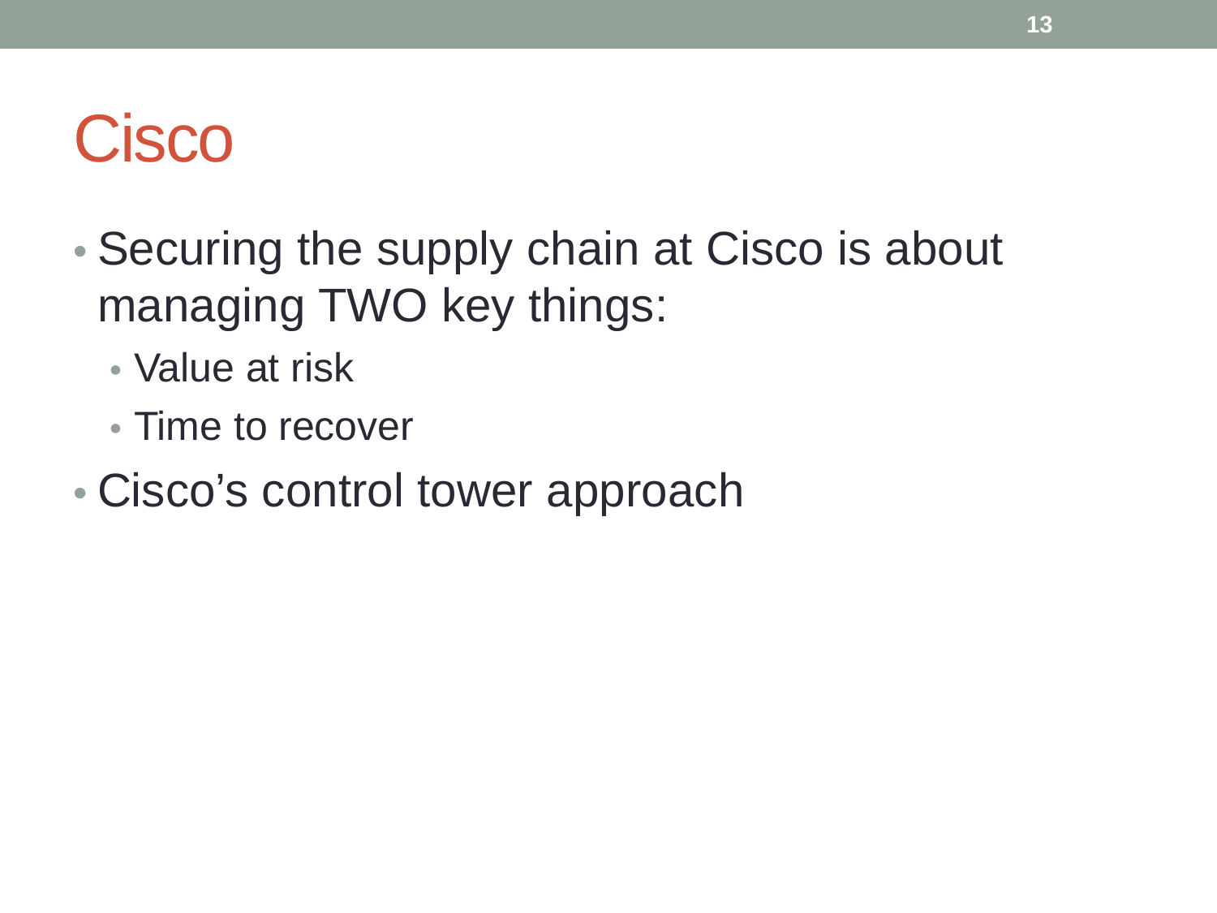# Cisco

- Securing the supply chain at Cisco is about managing TWO key things:
  - Value at risk
  - Time to recover
- Cisco's control tower approach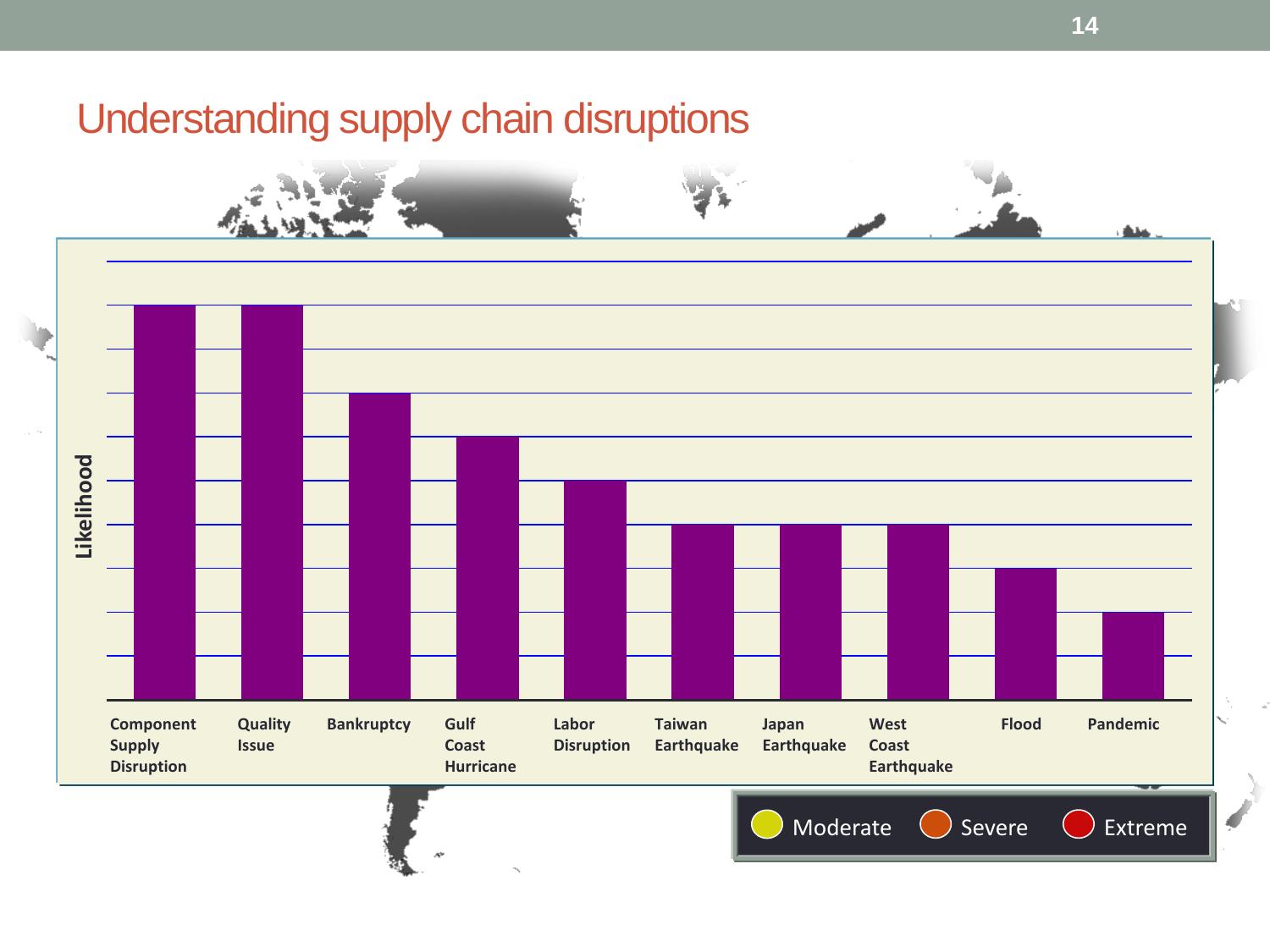# Understanding supply chain disruptions

Likelihood

Component Supply Disruption | Quality Issue | Bankruptcy | Gulf Coast Hurricane | Labor Disruption | Taiwan Earthquake | Japan Earthquake | West Coast Earthquake | Flood | Pandemic

Moderate | Severe | Extreme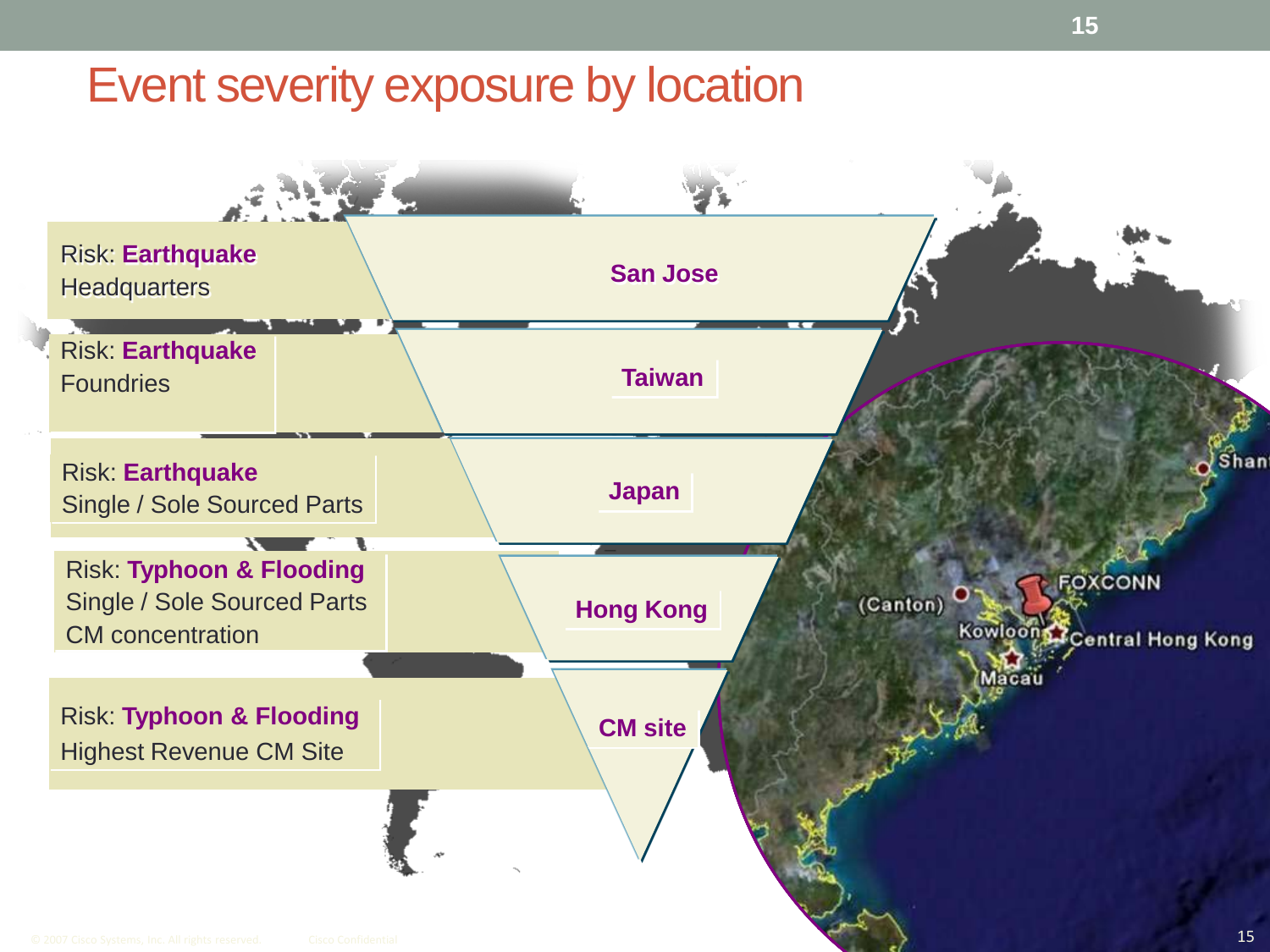# Event severity exposure by location

| Risk | Location |
| --- | --- |
| Risk: **Earthquake**<br>Headquarters | **San Jose** |
| Risk: **Earthquake**<br>Foundries | **Taiwan** |
| Risk: **Earthquake**<br>Single / Sole Sourced Parts | **Japan** |
| Risk: **Typhoon & Flooding**<br>Single / Sole Sourced Parts<br>CM concentration | **Hong Kong** |
| Risk: **Typhoon & Flooding**<br>Highest Revenue CM Site | **CM site** |

(Canton) FOXCONN Kowloon Central Hong Kong Macau Shan

© 2007 Cisco Systems, Inc. All rights reserved. Cisco Confidential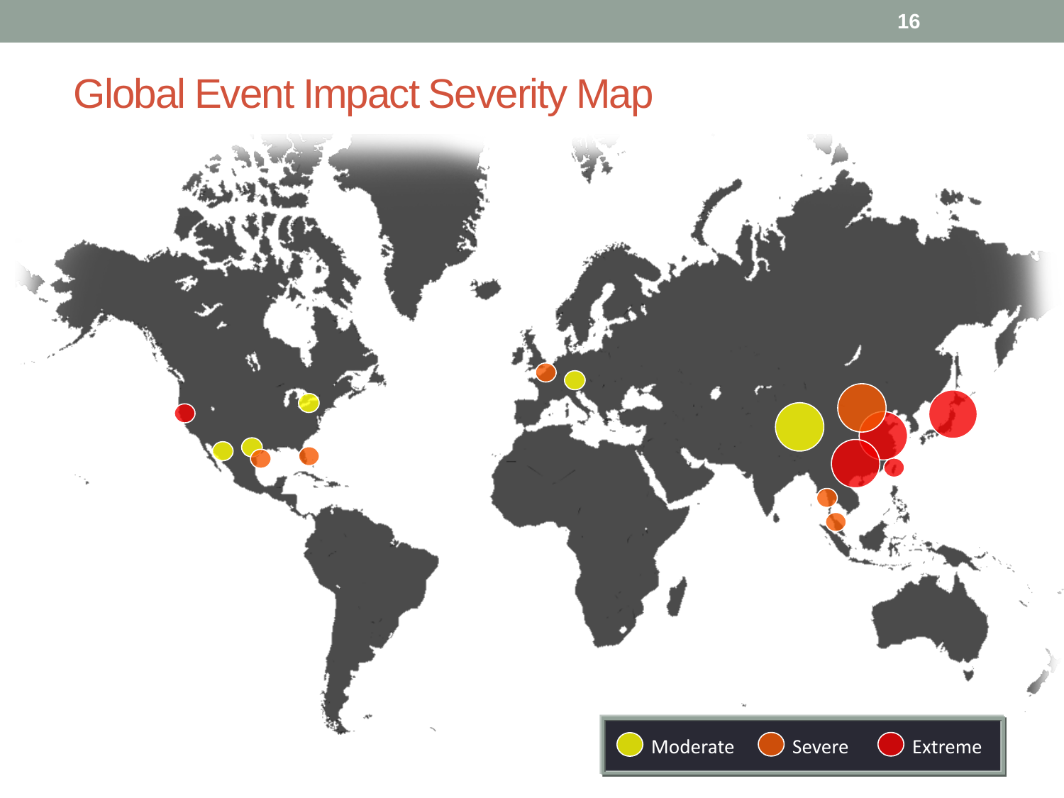# Global Event Impact Severity Map

Moderate Severe Extreme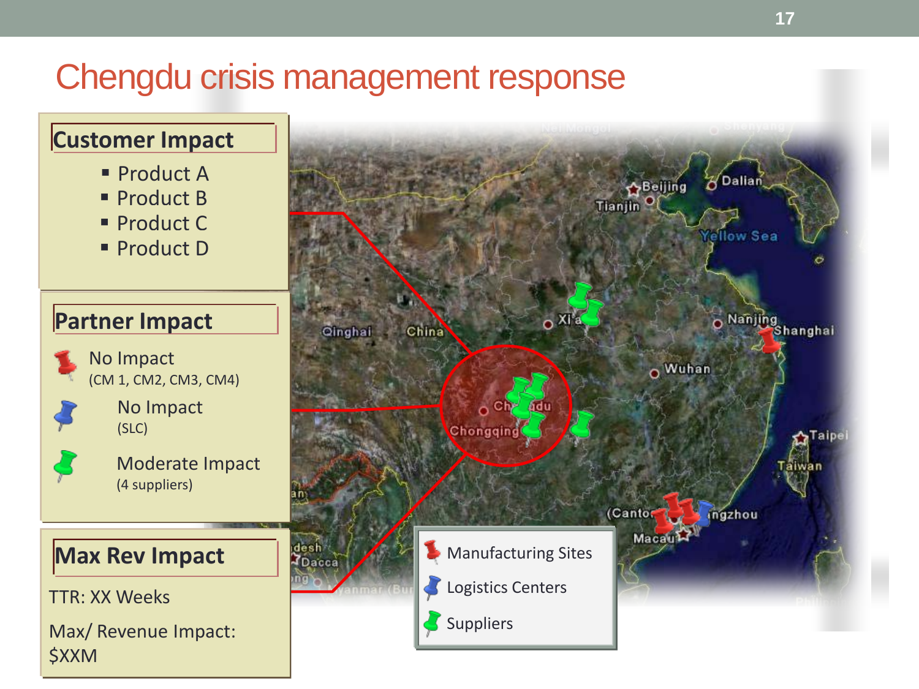# Chengdu crisis management response

## Customer Impact

- Product A
- Product B
- Product C
- Product D

## Partner Impact

No Impact
(CM 1, CM2, CM3, CM4)

No Impact
(SLC)

Moderate Impact
(4 suppliers)

## Max Rev Impact

TTR: XX Weeks

Max/ Revenue Impact:
$XXM

Manufacturing Sites

Logistics Centers

Suppliers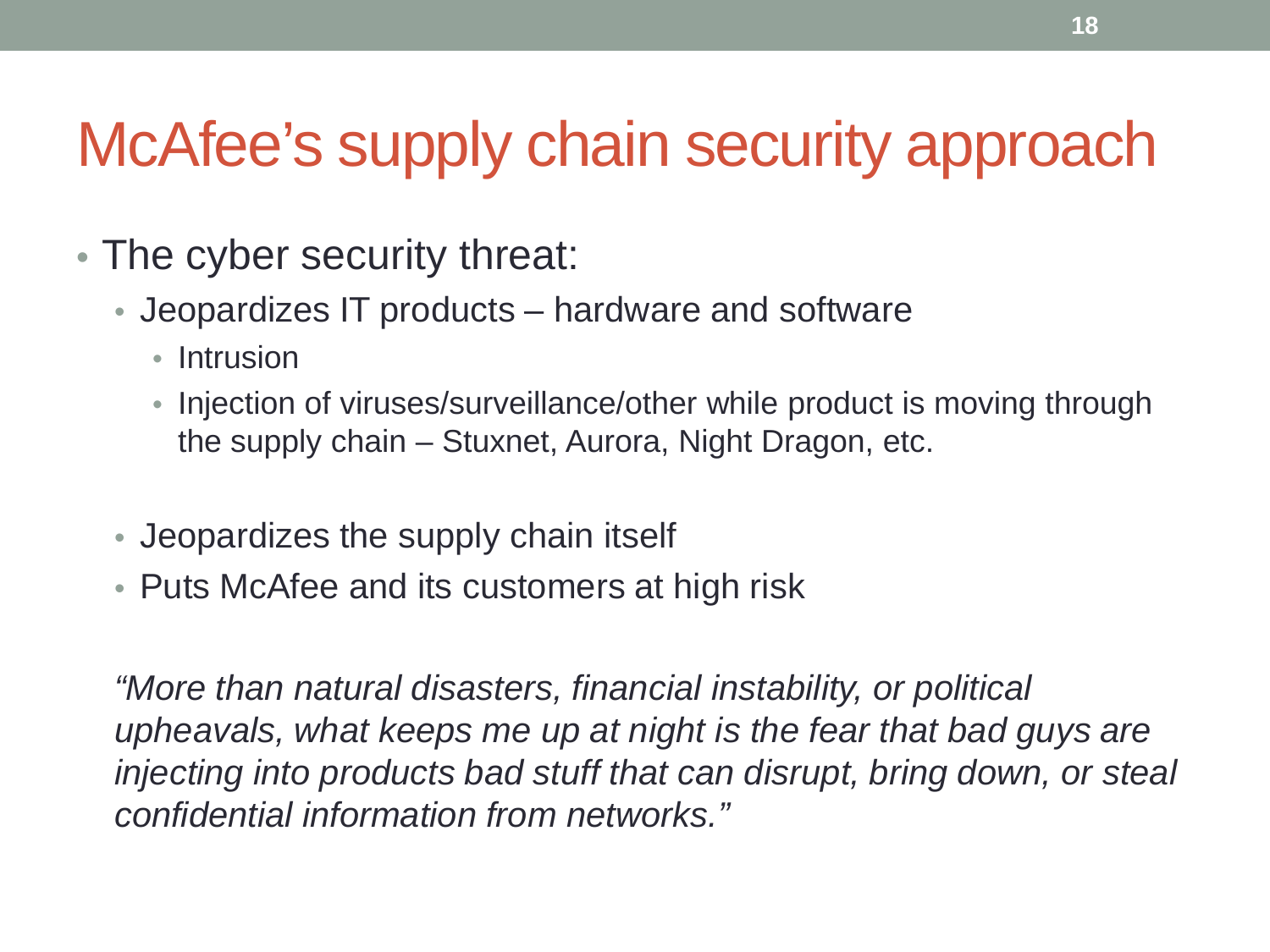# McAfee's supply chain security approach

- The cyber security threat:
  - Jeopardizes IT products – hardware and software
    - Intrusion
    - Injection of viruses/surveillance/other while product is moving through the supply chain – Stuxnet, Aurora, Night Dragon, etc.
  - Jeopardizes the supply chain itself
  - Puts McAfee and its customers at high risk

*"More than natural disasters, financial instability, or political upheavals, what keeps me up at night is the fear that bad guys are injecting into products bad stuff that can disrupt, bring down, or steal confidential information from networks."*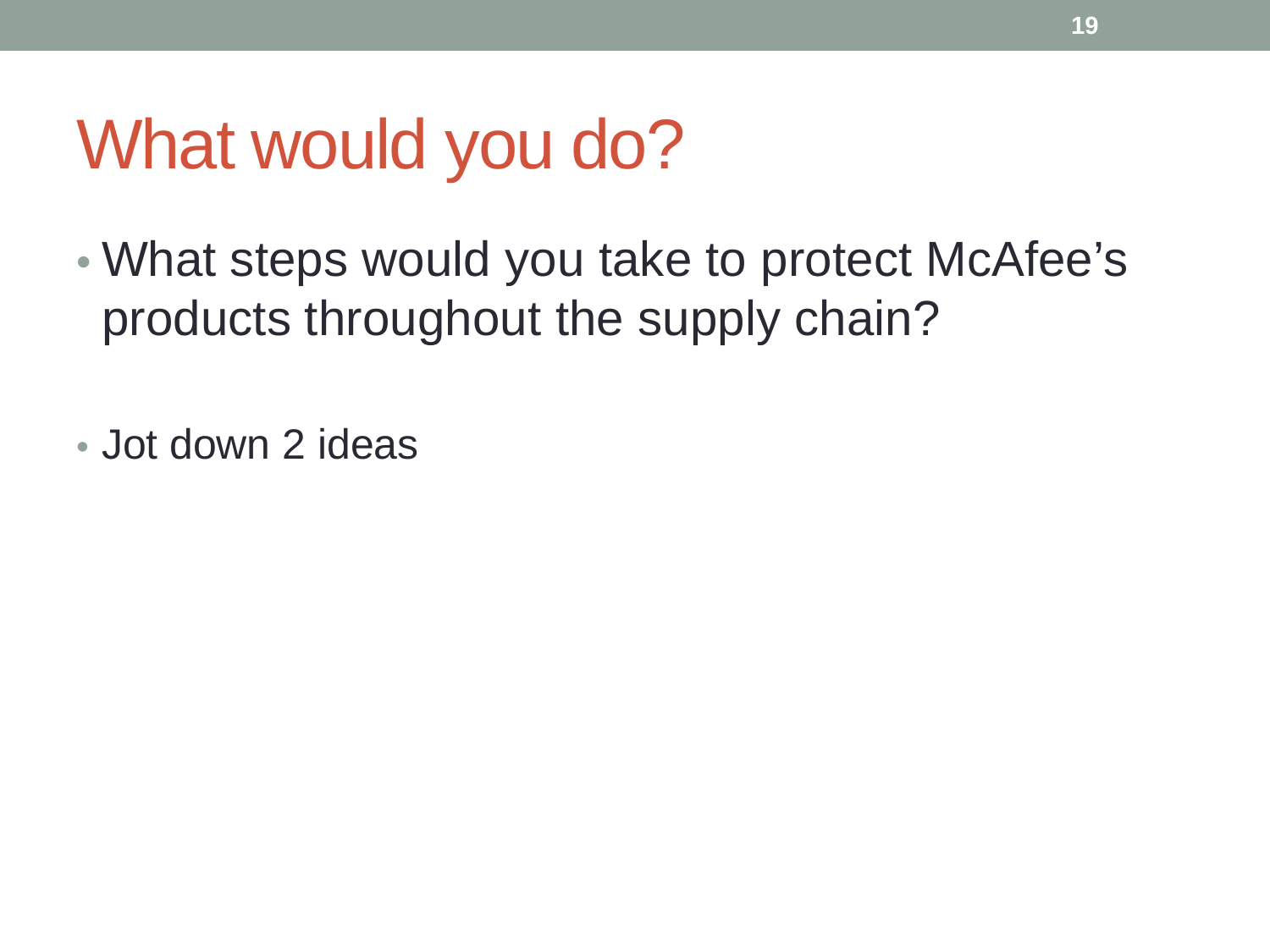# What would you do?

- What steps would you take to protect McAfee’s products throughout the supply chain?

- Jot down 2 ideas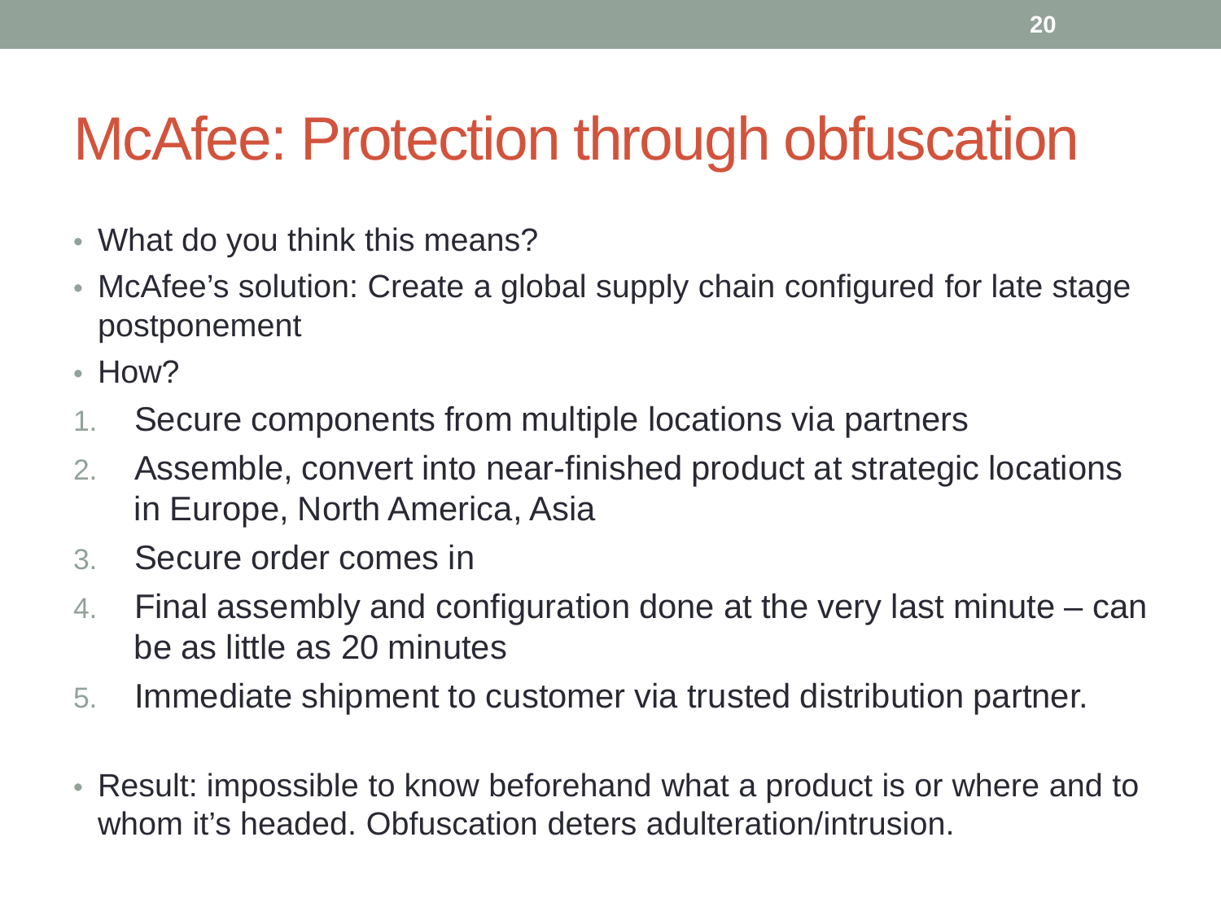# McAfee: Protection through obfuscation

- What do you think this means?
- McAfee's solution: Create a global supply chain configured for late stage postponement
- How?

1. Secure components from multiple locations via partners
2. Assemble, convert into near-finished product at strategic locations in Europe, North America, Asia
3. Secure order comes in
4. Final assembly and configuration done at the very last minute – can be as little as 20 minutes
5. Immediate shipment to customer via trusted distribution partner.

- Result: impossible to know beforehand what a product is or where and to whom it's headed. Obfuscation deters adulteration/intrusion.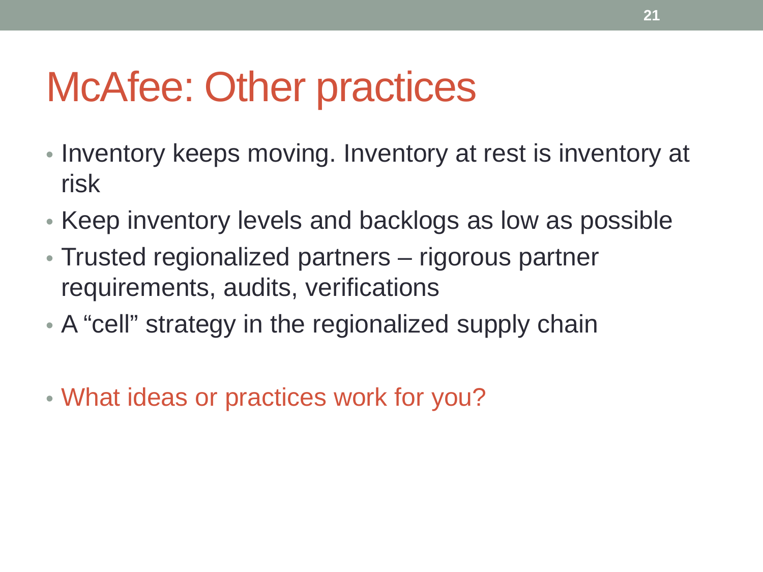# McAfee: Other practices

- Inventory keeps moving. Inventory at rest is inventory at risk
- Keep inventory levels and backlogs as low as possible
- Trusted regionalized partners – rigorous partner requirements, audits, verifications
- A "cell" strategy in the regionalized supply chain

- What ideas or practices work for you?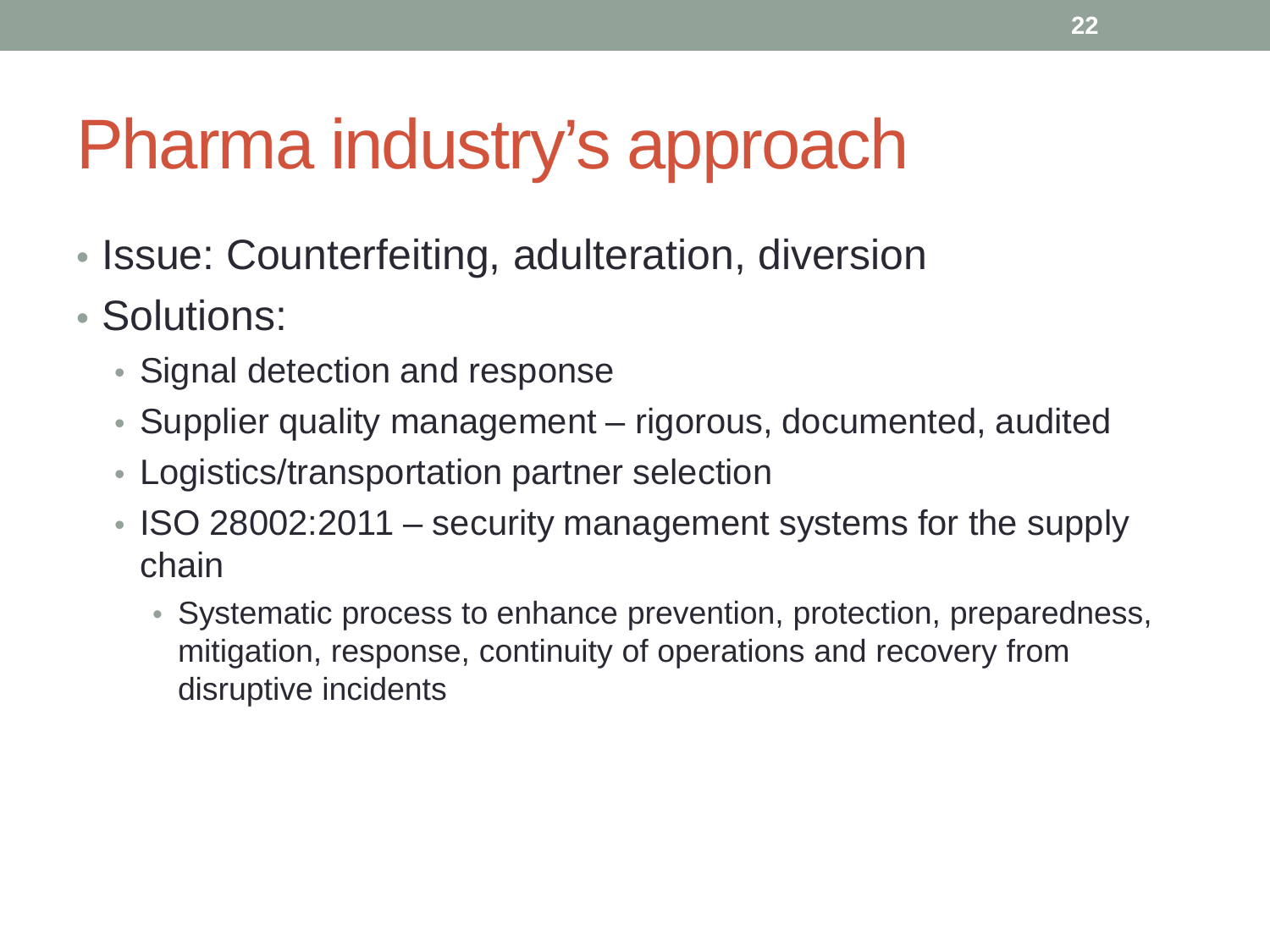# Pharma industry's approach

- Issue: Counterfeiting, adulteration, diversion
- Solutions:
  - Signal detection and response
  - Supplier quality management – rigorous, documented, audited
  - Logistics/transportation partner selection
  - ISO 28002:2011 – security management systems for the supply chain
    - Systematic process to enhance prevention, protection, preparedness, mitigation, response, continuity of operations and recovery from disruptive incidents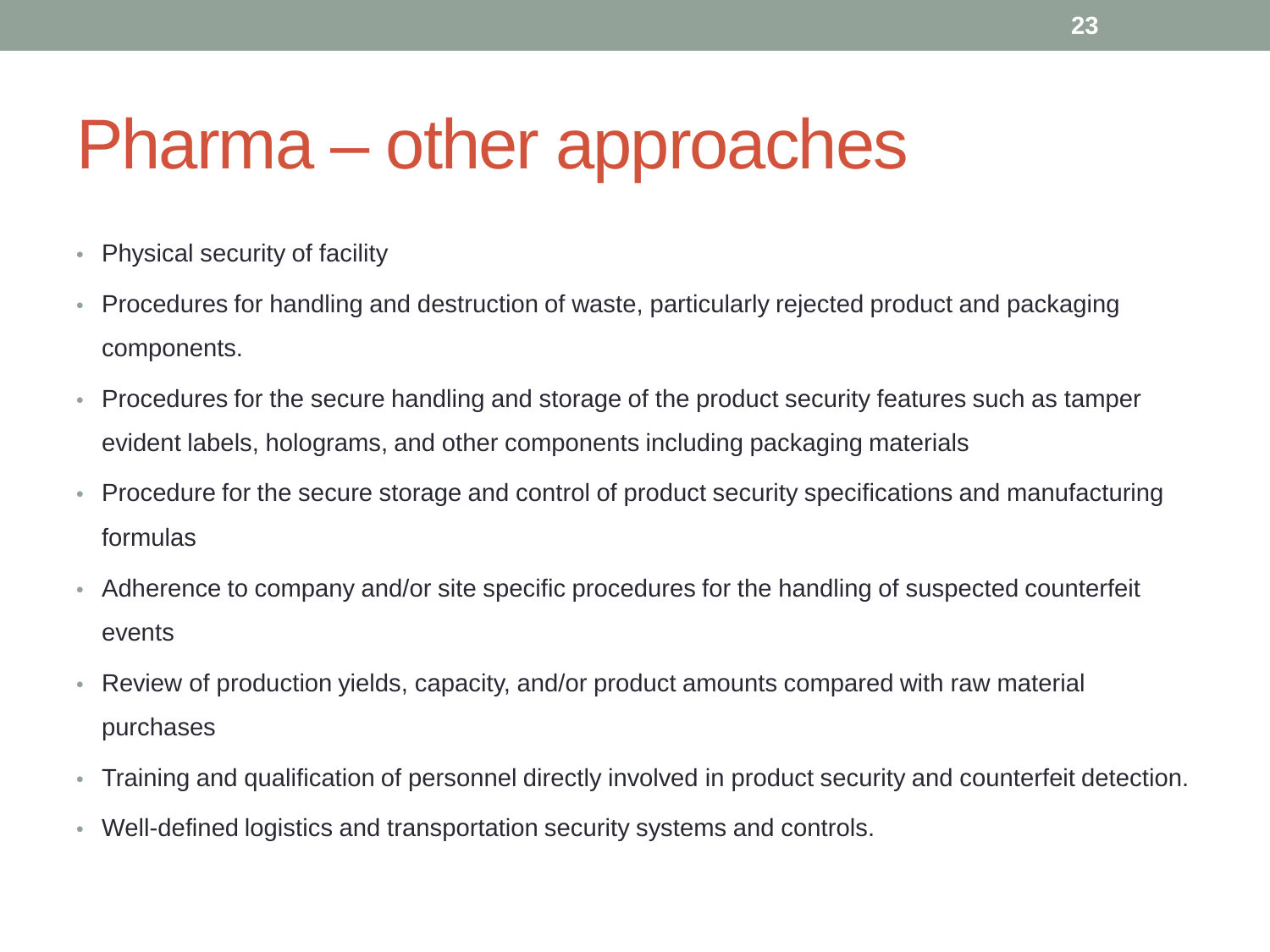# Pharma – other approaches

- Physical security of facility
- Procedures for handling and destruction of waste, particularly rejected product and packaging components.
- Procedures for the secure handling and storage of the product security features such as tamper evident labels, holograms, and other components including packaging materials
- Procedure for the secure storage and control of product security specifications and manufacturing formulas
- Adherence to company and/or site specific procedures for the handling of suspected counterfeit events
- Review of production yields, capacity, and/or product amounts compared with raw material purchases
- Training and qualification of personnel directly involved in product security and counterfeit detection.
- Well-defined logistics and transportation security systems and controls.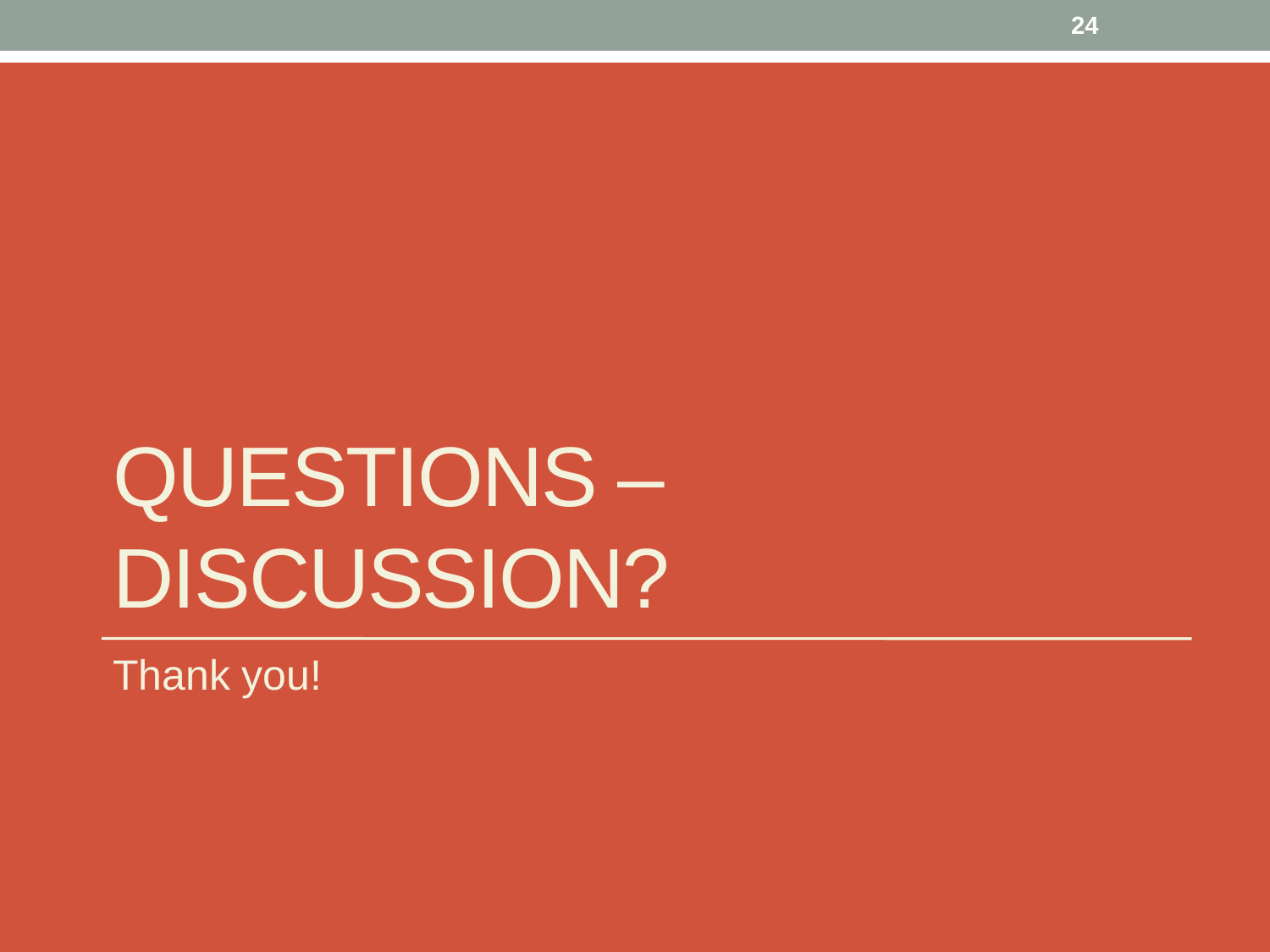# QUESTIONS – DISCUSSION?

Thank you!